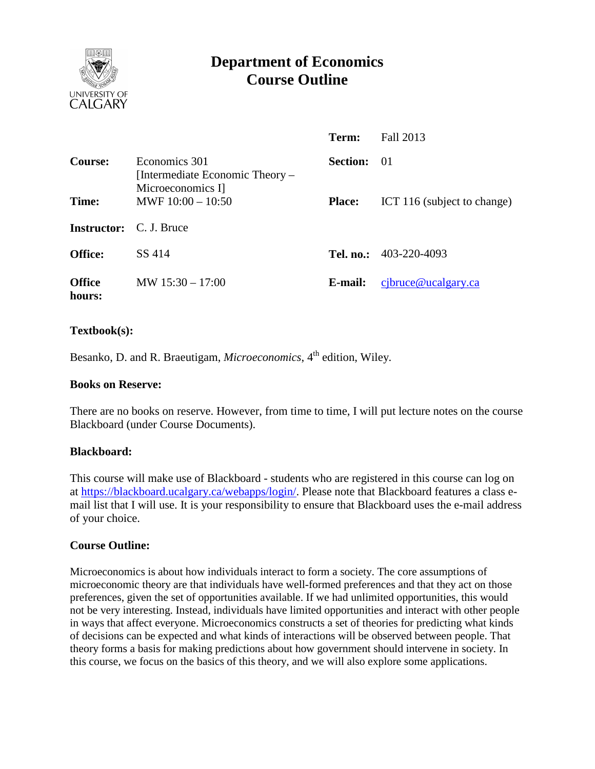# Department of Economics
# Course Outline

| | | | |
|---|---|---|---|
| | | **Term:** | Fall 2013 |
| **Course:** | Economics 301 [Intermediate Economic Theory – Microeconomics I] | **Section:** | 01 |
| **Time:** | MWF 10:00 – 10:50 | **Place:** | ICT 116 (subject to change) |
| **Instructor:** | C. J. Bruce | | |
| **Office:** | SS 414 | **Tel. no.:** | 403-220-4093 |
| **Office hours:** | MW 15:30 – 17:00 | **E-mail:** | cjbruce@ucalgary.ca |

### Textbook(s):

Besanko, D. and R. Braeutigam, *Microeconomics*, 4th edition, Wiley.

### Books on Reserve:

There are no books on reserve. However, from time to time, I will put lecture notes on the course Blackboard (under Course Documents).

### Blackboard:

This course will make use of Blackboard - students who are registered in this course can log on at https://blackboard.ucalgary.ca/webapps/login/. Please note that Blackboard features a class e-mail list that I will use. It is your responsibility to ensure that Blackboard uses the e-mail address of your choice.

### Course Outline:

Microeconomics is about how individuals interact to form a society. The core assumptions of microeconomic theory are that individuals have well-formed preferences and that they act on those preferences, given the set of opportunities available. If we had unlimited opportunities, this would not be very interesting. Instead, individuals have limited opportunities and interact with other people in ways that affect everyone. Microeconomics constructs a set of theories for predicting what kinds of decisions can be expected and what kinds of interactions will be observed between people. That theory forms a basis for making predictions about how government should intervene in society. In this course, we focus on the basics of this theory, and we will also explore some applications.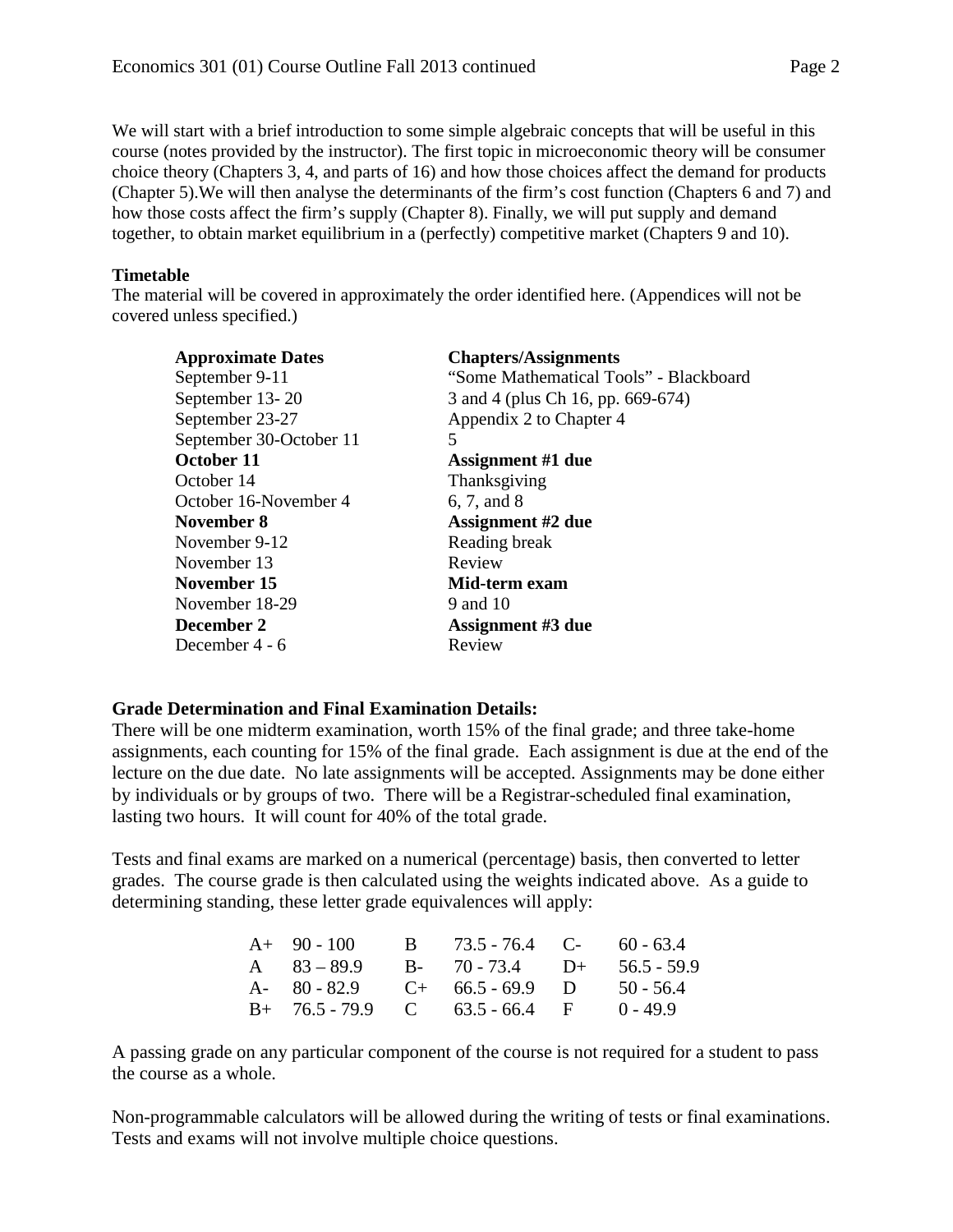We will start with a brief introduction to some simple algebraic concepts that will be useful in this course (notes provided by the instructor). The first topic in microeconomic theory will be consumer choice theory (Chapters 3, 4, and parts of 16) and how those choices affect the demand for products (Chapter 5).We will then analyse the determinants of the firm's cost function (Chapters 6 and 7) and how those costs affect the firm's supply (Chapter 8). Finally, we will put supply and demand together, to obtain market equilibrium in a (perfectly) competitive market (Chapters 9 and 10).

**Timetable**

The material will be covered in approximately the order identified here. (Appendices will not be covered unless specified.)

| **Approximate Dates** | **Chapters/Assignments** |
|---|---|
| September 9-11 | "Some Mathematical Tools" - Blackboard |
| September 13- 20 | 3 and 4 (plus Ch 16, pp. 669-674) |
| September 23-27 | Appendix 2 to Chapter 4 |
| September 30-October 11 | 5 |
| **October 11** | **Assignment #1 due** |
| October 14 | Thanksgiving |
| October 16-November 4 | 6, 7, and 8 |
| **November 8** | **Assignment #2 due** |
| November 9-12 | Reading break |
| November 13 | Review |
| **November 15** | **Mid-term exam** |
| November 18-29 | 9 and 10 |
| **December 2** | **Assignment #3 due** |
| December 4 - 6 | Review |

**Grade Determination and Final Examination Details:**

There will be one midterm examination, worth 15% of the final grade; and three take-home assignments, each counting for 15% of the final grade. Each assignment is due at the end of the lecture on the due date. No late assignments will be accepted. Assignments may be done either by individuals or by groups of two. There will be a Registrar-scheduled final examination, lasting two hours. It will count for 40% of the total grade.

Tests and final exams are marked on a numerical (percentage) basis, then converted to letter grades. The course grade is then calculated using the weights indicated above. As a guide to determining standing, these letter grade equivalences will apply:

| | | | | | |
|---|---|---|---|---|---|
| A+ | 90 - 100 | B | 73.5 - 76.4 | C- | 60 - 63.4 |
| A | 83 – 89.9 | B- | 70 - 73.4 | D+ | 56.5 - 59.9 |
| A- | 80 - 82.9 | C+ | 66.5 - 69.9 | D | 50 - 56.4 |
| B+ | 76.5 - 79.9 | C | 63.5 - 66.4 | F | 0 - 49.9 |

A passing grade on any particular component of the course is not required for a student to pass the course as a whole.

Non-programmable calculators will be allowed during the writing of tests or final examinations. Tests and exams will not involve multiple choice questions.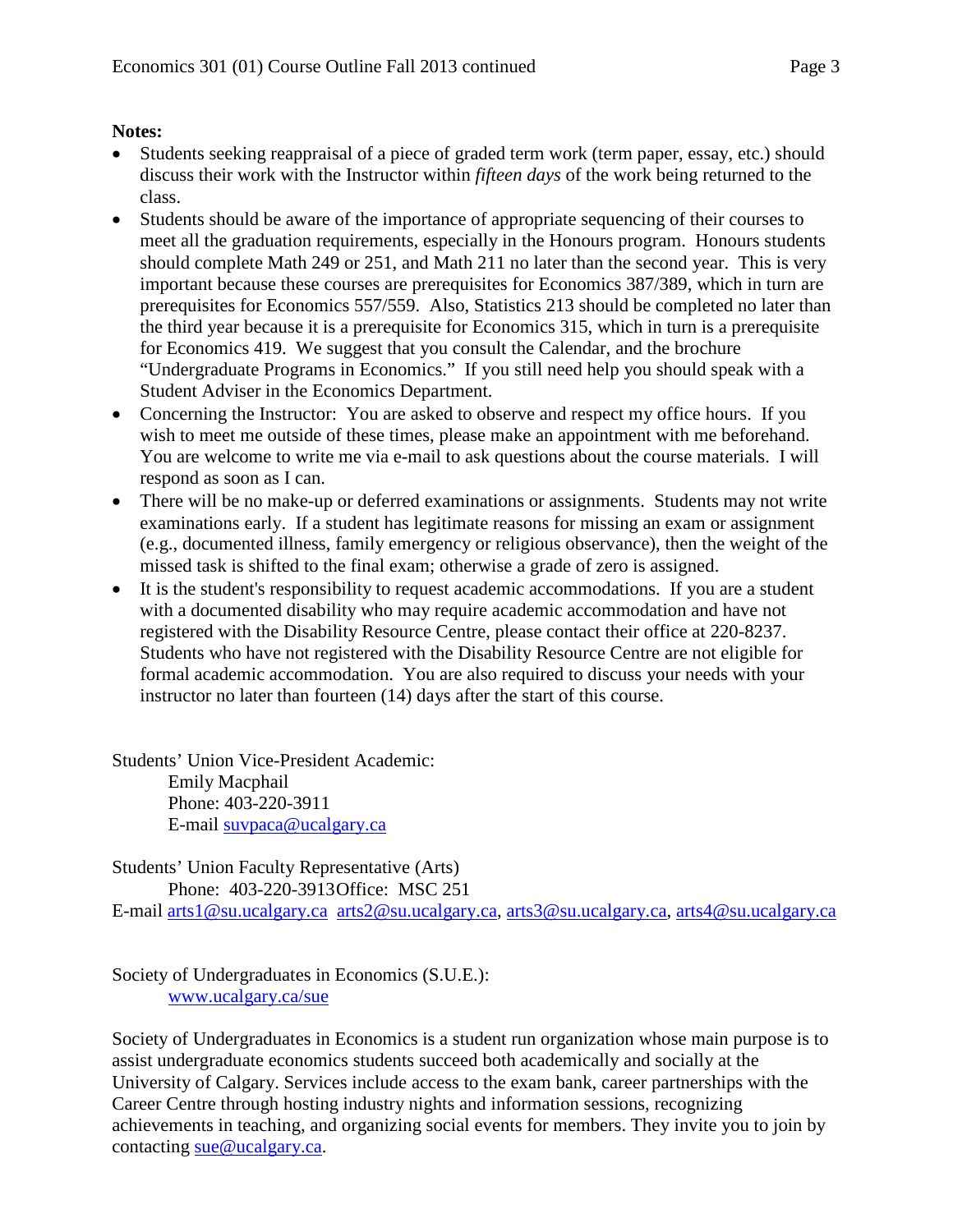**Notes:**

- Students seeking reappraisal of a piece of graded term work (term paper, essay, etc.) should discuss their work with the Instructor within *fifteen days* of the work being returned to the class.
- Students should be aware of the importance of appropriate sequencing of their courses to meet all the graduation requirements, especially in the Honours program. Honours students should complete Math 249 or 251, and Math 211 no later than the second year. This is very important because these courses are prerequisites for Economics 387/389, which in turn are prerequisites for Economics 557/559. Also, Statistics 213 should be completed no later than the third year because it is a prerequisite for Economics 315, which in turn is a prerequisite for Economics 419. We suggest that you consult the Calendar, and the brochure "Undergraduate Programs in Economics." If you still need help you should speak with a Student Adviser in the Economics Department.
- Concerning the Instructor: You are asked to observe and respect my office hours. If you wish to meet me outside of these times, please make an appointment with me beforehand. You are welcome to write me via e-mail to ask questions about the course materials. I will respond as soon as I can.
- There will be no make-up or deferred examinations or assignments. Students may not write examinations early. If a student has legitimate reasons for missing an exam or assignment (e.g., documented illness, family emergency or religious observance), then the weight of the missed task is shifted to the final exam; otherwise a grade of zero is assigned.
- It is the student's responsibility to request academic accommodations. If you are a student with a documented disability who may require academic accommodation and have not registered with the Disability Resource Centre, please contact their office at 220-8237. Students who have not registered with the Disability Resource Centre are not eligible for formal academic accommodation. You are also required to discuss your needs with your instructor no later than fourteen (14) days after the start of this course.

Students' Union Vice-President Academic:
Emily Macphail
Phone: 403-220-3911
E-mail suvpaca@ucalgary.ca

Students' Union Faculty Representative (Arts)
Phone: 403-220-3913 Office: MSC 251
E-mail arts1@su.ucalgary.ca arts2@su.ucalgary.ca, arts3@su.ucalgary.ca, arts4@su.ucalgary.ca

Society of Undergraduates in Economics (S.U.E.):
www.ucalgary.ca/sue

Society of Undergraduates in Economics is a student run organization whose main purpose is to assist undergraduate economics students succeed both academically and socially at the University of Calgary. Services include access to the exam bank, career partnerships with the Career Centre through hosting industry nights and information sessions, recognizing achievements in teaching, and organizing social events for members. They invite you to join by contacting sue@ucalgary.ca.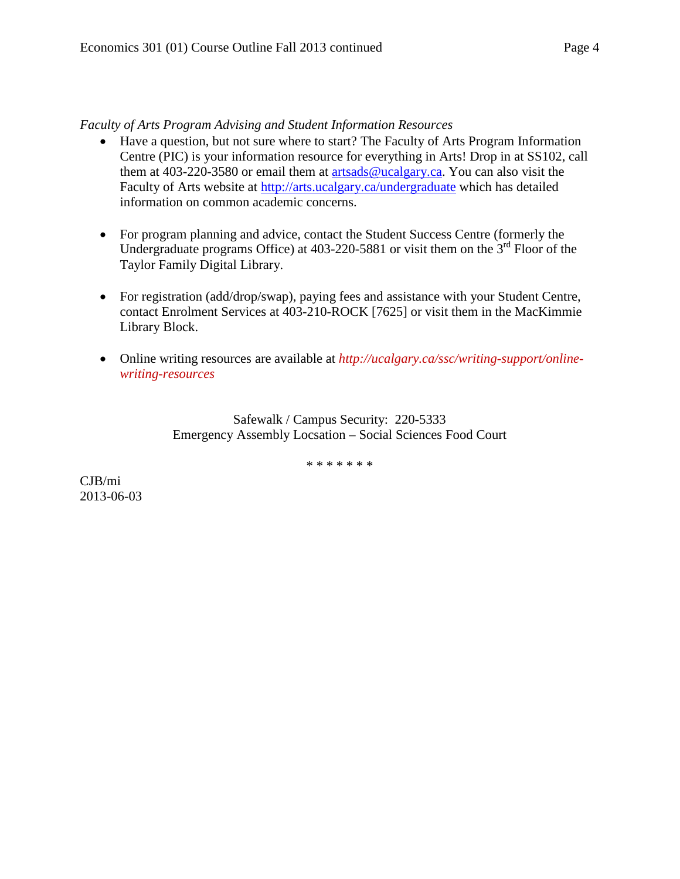*Faculty of Arts Program Advising and Student Information Resources*

- Have a question, but not sure where to start? The Faculty of Arts Program Information Centre (PIC) is your information resource for everything in Arts! Drop in at SS102, call them at 403-220-3580 or email them at [artsads@ucalgary.ca](mailto:artsads@ucalgary.ca). You can also visit the Faculty of Arts website at [http://arts.ucalgary.ca/undergraduate](http://arts.ucalgary.ca/undergraduate) which has detailed information on common academic concerns.

- For program planning and advice, contact the Student Success Centre (formerly the Undergraduate programs Office) at 403-220-5881 or visit them on the 3rd Floor of the Taylor Family Digital Library.

- For registration (add/drop/swap), paying fees and assistance with your Student Centre, contact Enrolment Services at 403-210-ROCK [7625] or visit them in the MacKimmie Library Block.

- Online writing resources are available at *http://ucalgary.ca/ssc/writing-support/online-writing-resources*

Safewalk / Campus Security: 220-5333
Emergency Assembly Locsation – Social Sciences Food Court

\* \* \* \* \* \* \*

CJB/mi
2013-06-03